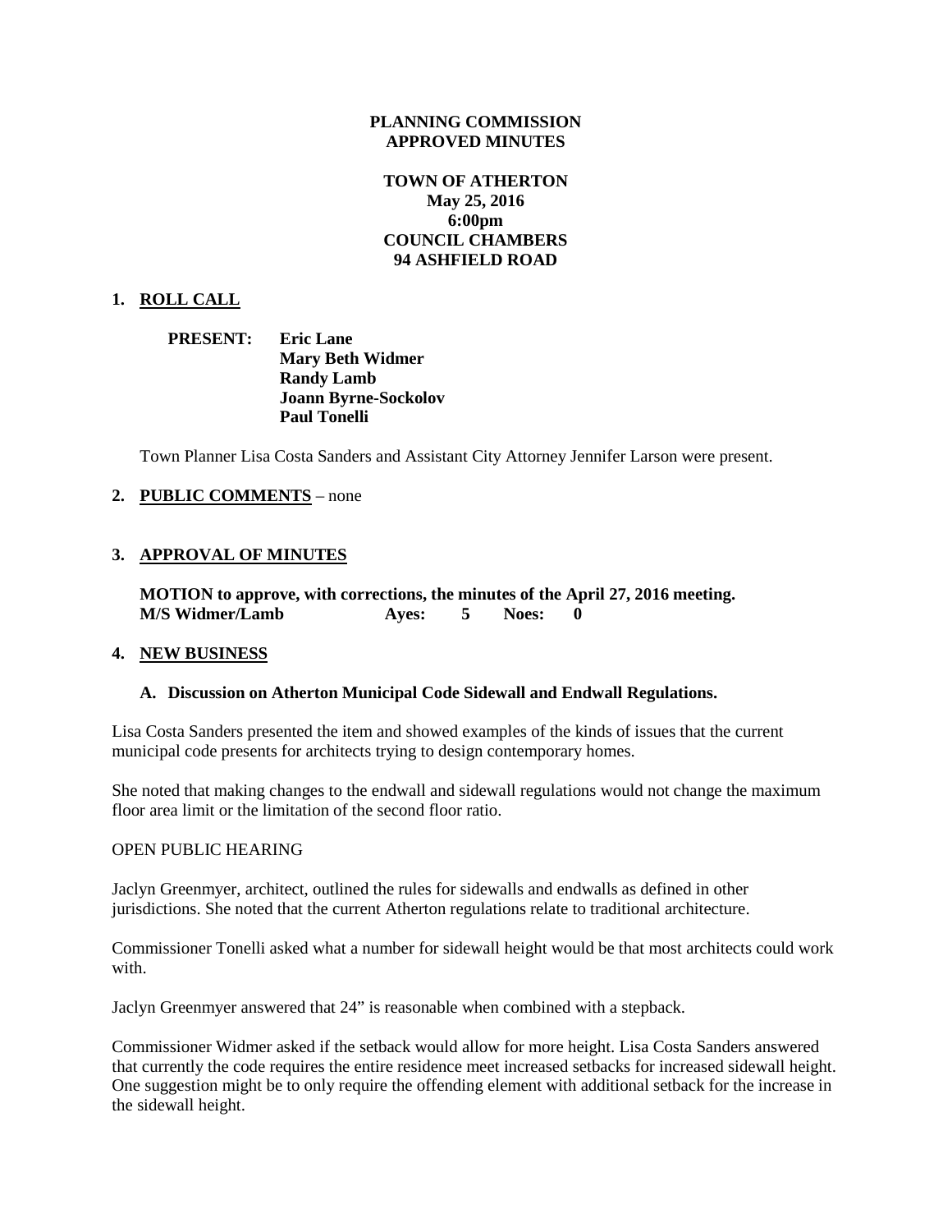**PLANNING COMMISSION**
**APPROVED MINUTES**

**TOWN OF ATHERTON**
**May 25, 2016**
**6:00pm**
**COUNCIL CHAMBERS**
**94 ASHFIELD ROAD**

## 1. ROLL CALL

**PRESENT:** **Eric Lane**
**Mary Beth Widmer**
**Randy Lamb**
**Joann Byrne-Sockolov**
**Paul Tonelli**

Town Planner Lisa Costa Sanders and Assistant City Attorney Jennifer Larson were present.

## 2. PUBLIC COMMENTS – none

## 3. APPROVAL OF MINUTES

**MOTION to approve, with corrections, the minutes of the April 27, 2016 meeting.**
**M/S Widmer/Lamb Ayes: 5 Noes: 0**

## 4. NEW BUSINESS

### A. Discussion on Atherton Municipal Code Sidewall and Endwall Regulations.

Lisa Costa Sanders presented the item and showed examples of the kinds of issues that the current municipal code presents for architects trying to design contemporary homes.

She noted that making changes to the endwall and sidewall regulations would not change the maximum floor area limit or the limitation of the second floor ratio.

OPEN PUBLIC HEARING

Jaclyn Greenmyer, architect, outlined the rules for sidewalls and endwalls as defined in other jurisdictions. She noted that the current Atherton regulations relate to traditional architecture.

Commissioner Tonelli asked what a number for sidewall height would be that most architects could work with.

Jaclyn Greenmyer answered that 24" is reasonable when combined with a stepback.

Commissioner Widmer asked if the setback would allow for more height. Lisa Costa Sanders answered that currently the code requires the entire residence meet increased setbacks for increased sidewall height. One suggestion might be to only require the offending element with additional setback for the increase in the sidewall height.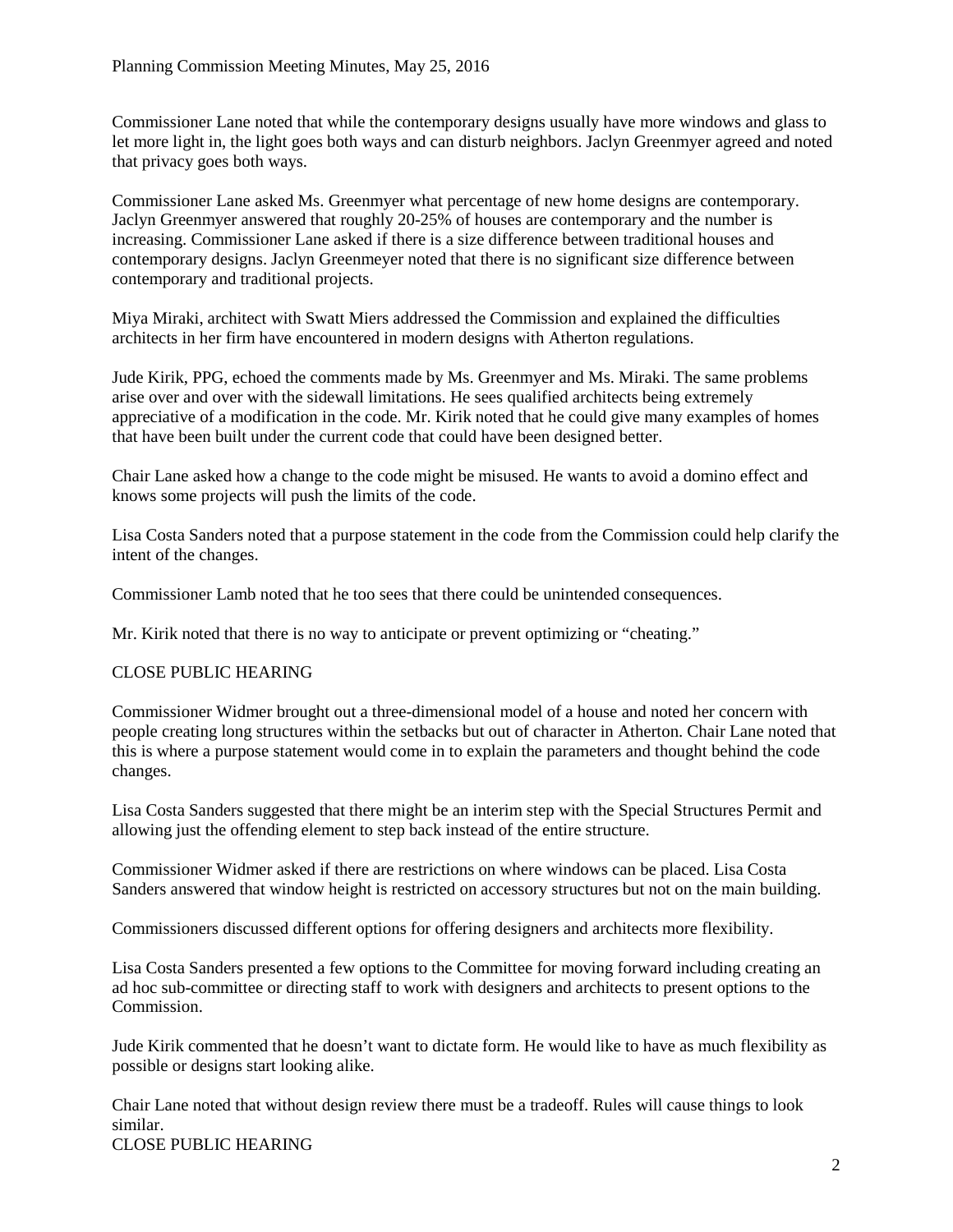Commissioner Lane noted that while the contemporary designs usually have more windows and glass to let more light in, the light goes both ways and can disturb neighbors. Jaclyn Greenmyer agreed and noted that privacy goes both ways.

Commissioner Lane asked Ms. Greenmyer what percentage of new home designs are contemporary. Jaclyn Greenmyer answered that roughly 20-25% of houses are contemporary and the number is increasing. Commissioner Lane asked if there is a size difference between traditional houses and contemporary designs. Jaclyn Greenmeyer noted that there is no significant size difference between contemporary and traditional projects.

Miya Miraki, architect with Swatt Miers addressed the Commission and explained the difficulties architects in her firm have encountered in modern designs with Atherton regulations.

Jude Kirik, PPG, echoed the comments made by Ms. Greenmyer and Ms. Miraki. The same problems arise over and over with the sidewall limitations. He sees qualified architects being extremely appreciative of a modification in the code. Mr. Kirik noted that he could give many examples of homes that have been built under the current code that could have been designed better.

Chair Lane asked how a change to the code might be misused. He wants to avoid a domino effect and knows some projects will push the limits of the code.

Lisa Costa Sanders noted that a purpose statement in the code from the Commission could help clarify the intent of the changes.

Commissioner Lamb noted that he too sees that there could be unintended consequences.

Mr. Kirik noted that there is no way to anticipate or prevent optimizing or "cheating."

CLOSE PUBLIC HEARING

Commissioner Widmer brought out a three-dimensional model of a house and noted her concern with people creating long structures within the setbacks but out of character in Atherton. Chair Lane noted that this is where a purpose statement would come in to explain the parameters and thought behind the code changes.

Lisa Costa Sanders suggested that there might be an interim step with the Special Structures Permit and allowing just the offending element to step back instead of the entire structure.

Commissioner Widmer asked if there are restrictions on where windows can be placed. Lisa Costa Sanders answered that window height is restricted on accessory structures but not on the main building.

Commissioners discussed different options for offering designers and architects more flexibility.

Lisa Costa Sanders presented a few options to the Committee for moving forward including creating an ad hoc sub-committee or directing staff to work with designers and architects to present options to the Commission.

Jude Kirik commented that he doesn't want to dictate form. He would like to have as much flexibility as possible or designs start looking alike.

Chair Lane noted that without design review there must be a tradeoff. Rules will cause things to look similar.

CLOSE PUBLIC HEARING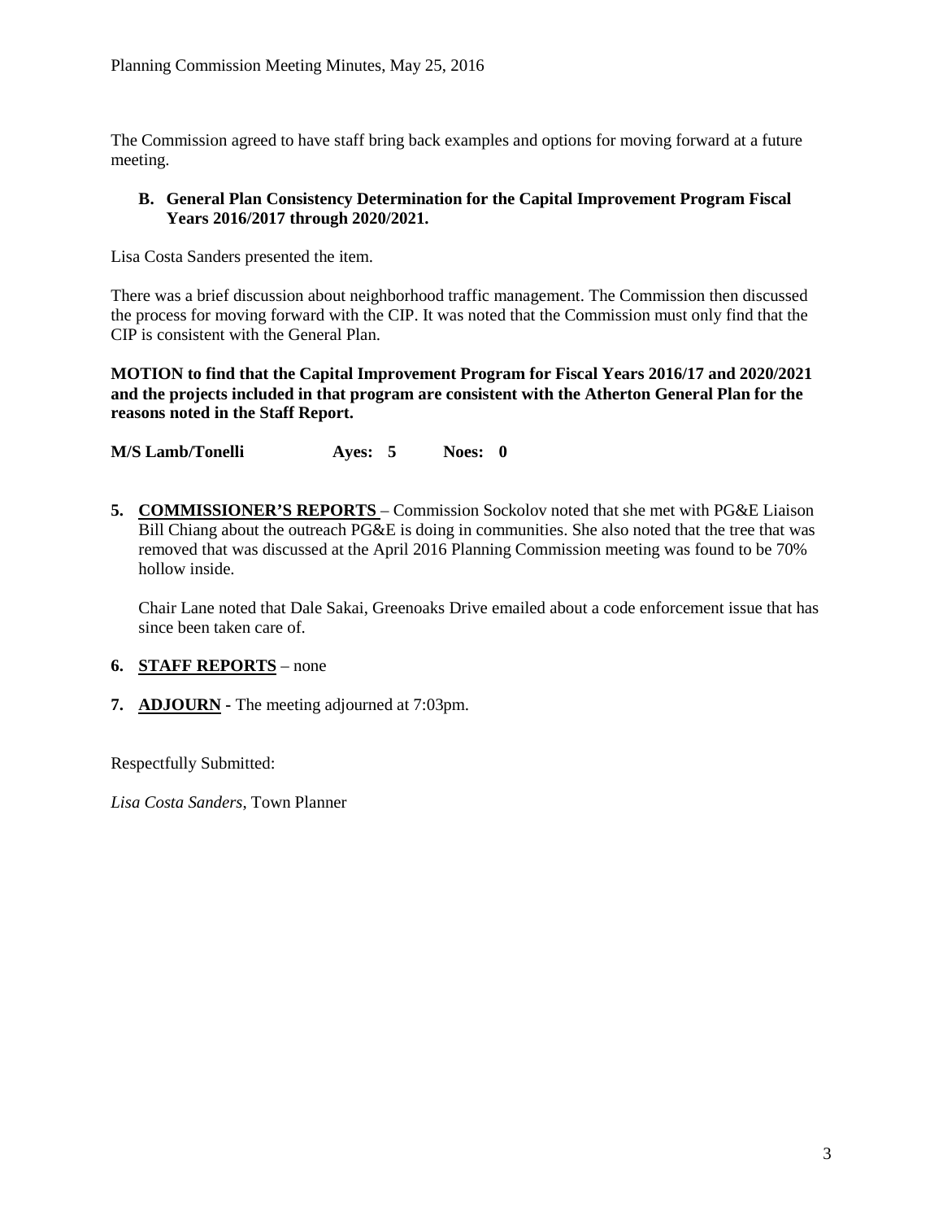The Commission agreed to have staff bring back examples and options for moving forward at a future meeting.

**B. General Plan Consistency Determination for the Capital Improvement Program Fiscal Years 2016/2017 through 2020/2021.**

Lisa Costa Sanders presented the item.

There was a brief discussion about neighborhood traffic management. The Commission then discussed the process for moving forward with the CIP. It was noted that the Commission must only find that the CIP is consistent with the General Plan.

**MOTION to find that the Capital Improvement Program for Fiscal Years 2016/17 and 2020/2021 and the projects included in that program are consistent with the Atherton General Plan for the reasons noted in the Staff Report.**

**M/S Lamb/Tonelli Ayes: 5 Noes: 0**

5. **COMMISSIONER'S REPORTS** – Commission Sockolov noted that she met with PG&E Liaison Bill Chiang about the outreach PG&E is doing in communities. She also noted that the tree that was removed that was discussed at the April 2016 Planning Commission meeting was found to be 70% hollow inside.

   Chair Lane noted that Dale Sakai, Greenoaks Drive emailed about a code enforcement issue that has since been taken care of.

6. **STAFF REPORTS** – none

7. **ADJOURN** - The meeting adjourned at 7:03pm.

Respectfully Submitted:

*Lisa Costa Sanders*, Town Planner